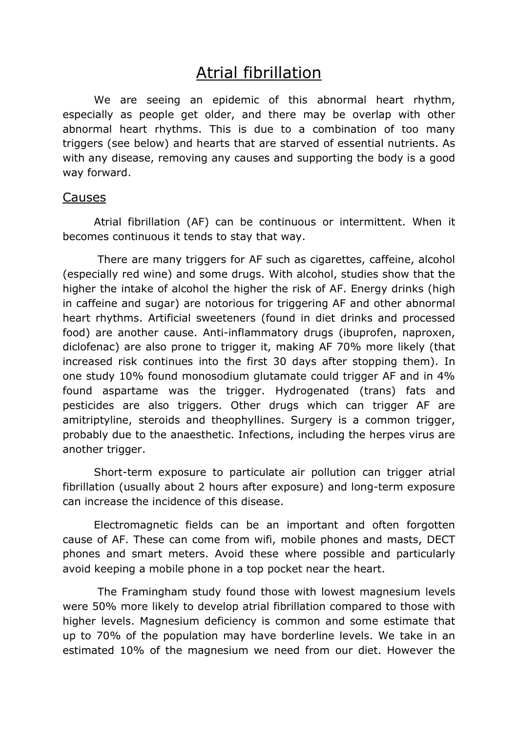# Atrial fibrillation

We are seeing an epidemic of this abnormal heart rhythm, especially as people get older, and there may be overlap with other abnormal heart rhythms. This is due to a combination of too many triggers (see below) and hearts that are starved of essential nutrients. As with any disease, removing any causes and supporting the body is a good way forward.

## Causes

Atrial fibrillation (AF) can be continuous or intermittent. When it becomes continuous it tends to stay that way.

There are many triggers for AF such as cigarettes, caffeine, alcohol (especially red wine) and some drugs. With alcohol, studies show that the higher the intake of alcohol the higher the risk of AF. Energy drinks (high in caffeine and sugar) are notorious for triggering AF and other abnormal heart rhythms. Artificial sweeteners (found in diet drinks and processed food) are another cause. Anti-inflammatory drugs (ibuprofen, naproxen, diclofenac) are also prone to trigger it, making AF 70% more likely (that increased risk continues into the first 30 days after stopping them). In one study 10% found monosodium glutamate could trigger AF and in 4% found aspartame was the trigger. Hydrogenated (trans) fats and pesticides are also triggers. Other drugs which can trigger AF are amitriptyline, steroids and theophyllines. Surgery is a common trigger, probably due to the anaesthetic. Infections, including the herpes virus are another trigger.

Short-term exposure to particulate air pollution can trigger atrial fibrillation (usually about 2 hours after exposure) and long-term exposure can increase the incidence of this disease.

Electromagnetic fields can be an important and often forgotten cause of AF. These can come from wifi, mobile phones and masts, DECT phones and smart meters. Avoid these where possible and particularly avoid keeping a mobile phone in a top pocket near the heart.

The Framingham study found those with lowest magnesium levels were 50% more likely to develop atrial fibrillation compared to those with higher levels. Magnesium deficiency is common and some estimate that up to 70% of the population may have borderline levels. We take in an estimated 10% of the magnesium we need from our diet. However the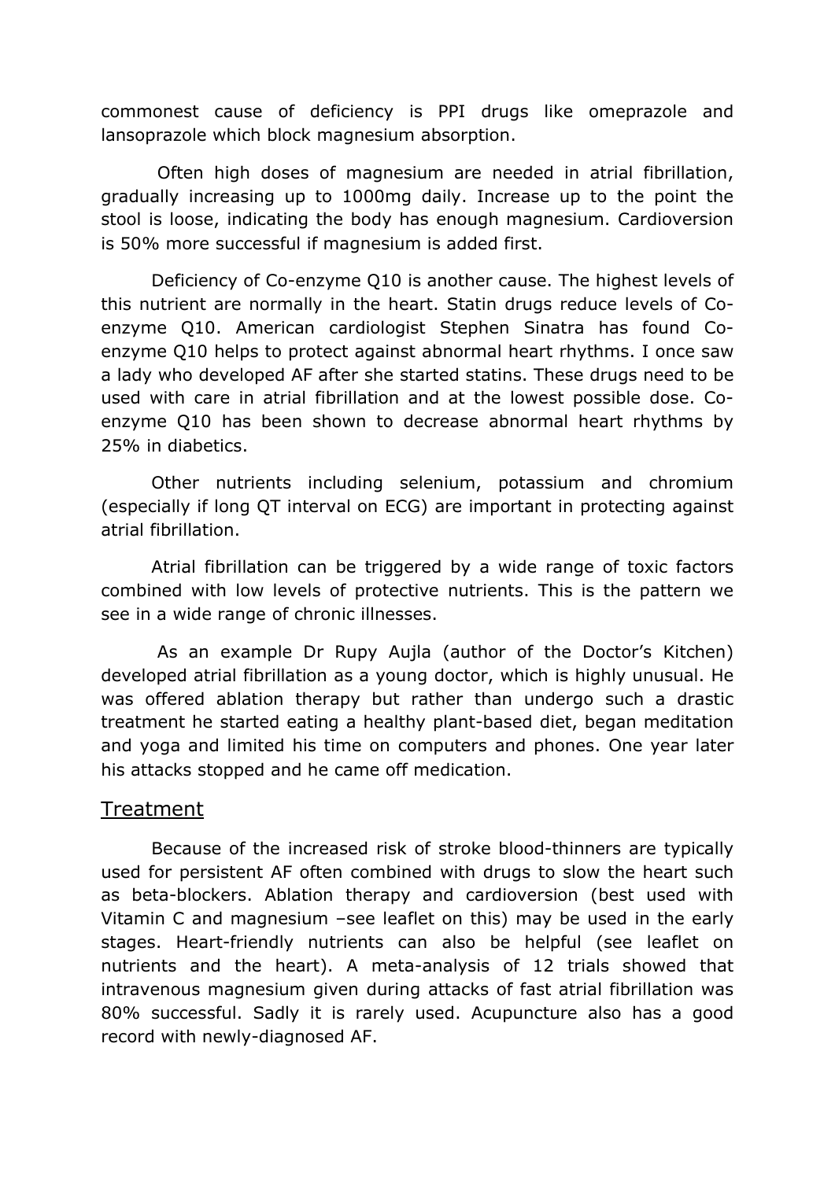commonest cause of deficiency is PPI drugs like omeprazole and lansoprazole which block magnesium absorption.

Often high doses of magnesium are needed in atrial fibrillation, gradually increasing up to 1000mg daily. Increase up to the point the stool is loose, indicating the body has enough magnesium. Cardioversion is 50% more successful if magnesium is added first.

Deficiency of Co-enzyme Q10 is another cause. The highest levels of this nutrient are normally in the heart. Statin drugs reduce levels of Co-enzyme Q10. American cardiologist Stephen Sinatra has found Co-enzyme Q10 helps to protect against abnormal heart rhythms. I once saw a lady who developed AF after she started statins. These drugs need to be used with care in atrial fibrillation and at the lowest possible dose. Co-enzyme Q10 has been shown to decrease abnormal heart rhythms by 25% in diabetics.

Other nutrients including selenium, potassium and chromium (especially if long QT interval on ECG) are important in protecting against atrial fibrillation.

Atrial fibrillation can be triggered by a wide range of toxic factors combined with low levels of protective nutrients. This is the pattern we see in a wide range of chronic illnesses.

As an example Dr Rupy Aujla (author of the Doctor's Kitchen) developed atrial fibrillation as a young doctor, which is highly unusual. He was offered ablation therapy but rather than undergo such a drastic treatment he started eating a healthy plant-based diet, began meditation and yoga and limited his time on computers and phones. One year later his attacks stopped and he came off medication.

## Treatment

Because of the increased risk of stroke blood-thinners are typically used for persistent AF often combined with drugs to slow the heart such as beta-blockers. Ablation therapy and cardioversion (best used with Vitamin C and magnesium –see leaflet on this) may be used in the early stages. Heart-friendly nutrients can also be helpful (see leaflet on nutrients and the heart). A meta-analysis of 12 trials showed that intravenous magnesium given during attacks of fast atrial fibrillation was 80% successful. Sadly it is rarely used. Acupuncture also has a good record with newly-diagnosed AF.